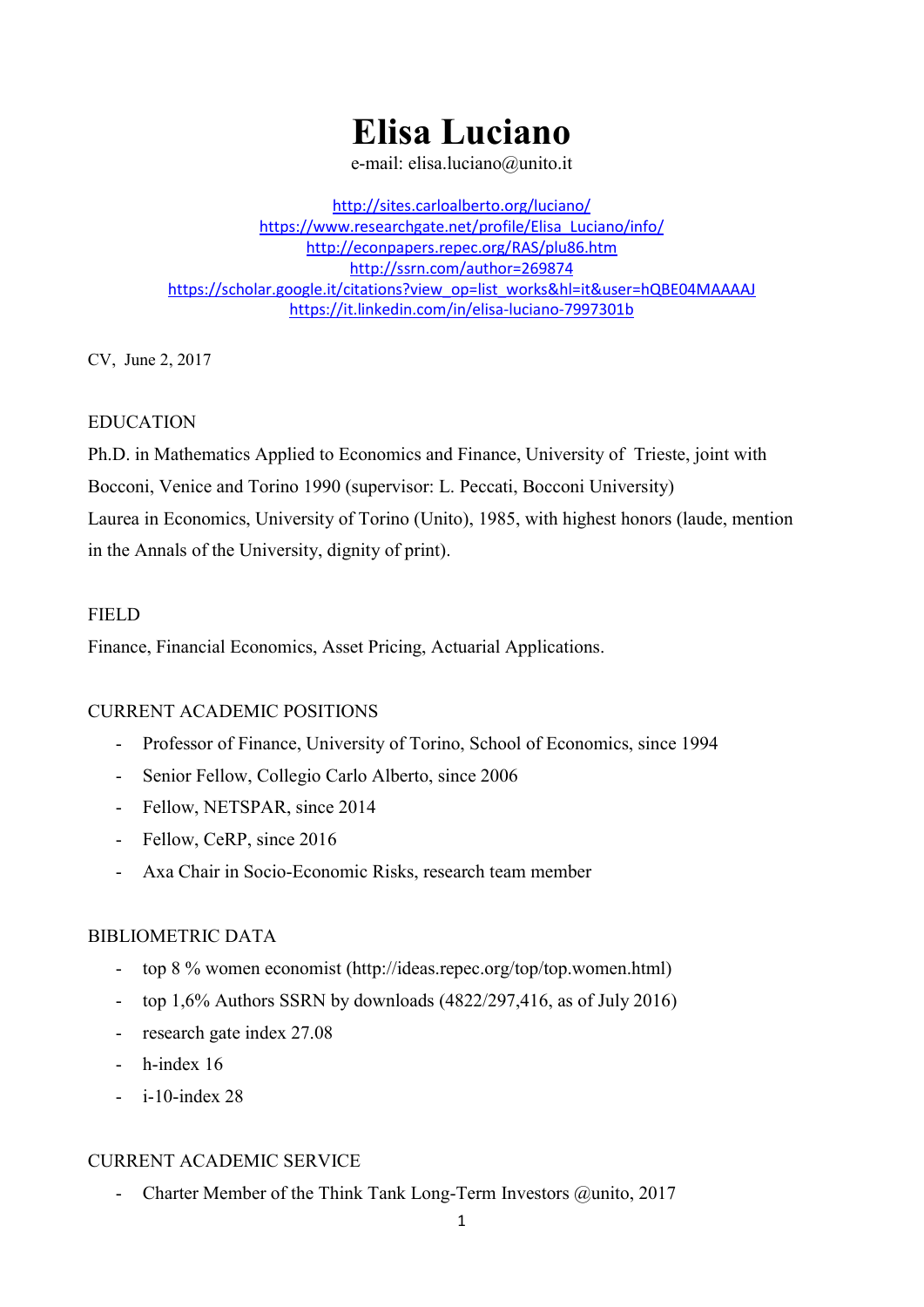# Elisa Luciano

e-mail: elisa.luciano@unito.it

http://sites.carloalberto.org/luciano/
https://www.researchgate.net/profile/Elisa_Luciano/info/
http://econpapers.repec.org/RAS/plu86.htm
http://ssrn.com/author=269874
https://scholar.google.it/citations?view_op=list_works&hl=it&user=hQBE04MAAAAJ
https://it.linkedin.com/in/elisa-luciano-7997301b

CV, June 2, 2017

## EDUCATION

Ph.D. in Mathematics Applied to Economics and Finance, University of Trieste, joint with Bocconi, Venice and Torino 1990 (supervisor: L. Peccati, Bocconi University)
Laurea in Economics, University of Torino (Unito), 1985, with highest honors (laude, mention in the Annals of the University, dignity of print).

## FIELD

Finance, Financial Economics, Asset Pricing, Actuarial Applications.

## CURRENT ACADEMIC POSITIONS

- Professor of Finance, University of Torino, School of Economics, since 1994
- Senior Fellow, Collegio Carlo Alberto, since 2006
- Fellow, NETSPAR, since 2014
- Fellow, CeRP, since 2016
- Axa Chair in Socio-Economic Risks, research team member

## BIBLIOMETRIC DATA

- top 8 % women economist (http://ideas.repec.org/top/top.women.html)
- top 1,6% Authors SSRN by downloads (4822/297,416, as of July 2016)
- research gate index 27.08
- h-index 16
- i-10-index 28

## CURRENT ACADEMIC SERVICE

- Charter Member of the Think Tank Long-Term Investors @unito, 2017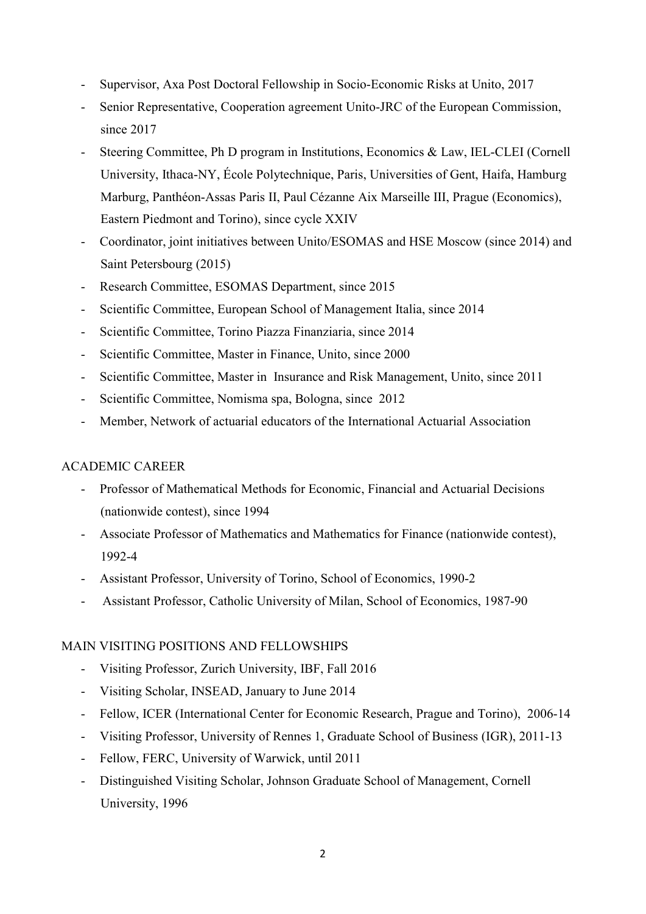- Supervisor, Axa Post Doctoral Fellowship in Socio-Economic Risks at Unito, 2017
- Senior Representative, Cooperation agreement Unito-JRC of the European Commission, since 2017
- Steering Committee, Ph D program in Institutions, Economics & Law, IEL-CLEI (Cornell University, Ithaca-NY, École Polytechnique, Paris, Universities of Gent, Haifa, Hamburg Marburg, Panthéon-Assas Paris II, Paul Cézanne Aix Marseille III, Prague (Economics), Eastern Piedmont and Torino), since cycle XXIV
- Coordinator, joint initiatives between Unito/ESOMAS and HSE Moscow (since 2014) and Saint Petersbourg (2015)
- Research Committee, ESOMAS Department, since 2015
- Scientific Committee, European School of Management Italia, since 2014
- Scientific Committee, Torino Piazza Finanziaria, since 2014
- Scientific Committee, Master in Finance, Unito, since 2000
- Scientific Committee, Master in Insurance and Risk Management, Unito, since 2011
- Scientific Committee, Nomisma spa, Bologna, since 2012
- Member, Network of actuarial educators of the International Actuarial Association

ACADEMIC CAREER

- Professor of Mathematical Methods for Economic, Financial and Actuarial Decisions (nationwide contest), since 1994
- Associate Professor of Mathematics and Mathematics for Finance (nationwide contest), 1992-4
- Assistant Professor, University of Torino, School of Economics, 1990-2
- Assistant Professor, Catholic University of Milan, School of Economics, 1987-90

MAIN VISITING POSITIONS AND FELLOWSHIPS

- Visiting Professor, Zurich University, IBF, Fall 2016
- Visiting Scholar, INSEAD, January to June 2014
- Fellow, ICER (International Center for Economic Research, Prague and Torino), 2006-14
- Visiting Professor, University of Rennes 1, Graduate School of Business (IGR), 2011-13
- Fellow, FERC, University of Warwick, until 2011
- Distinguished Visiting Scholar, Johnson Graduate School of Management, Cornell University, 1996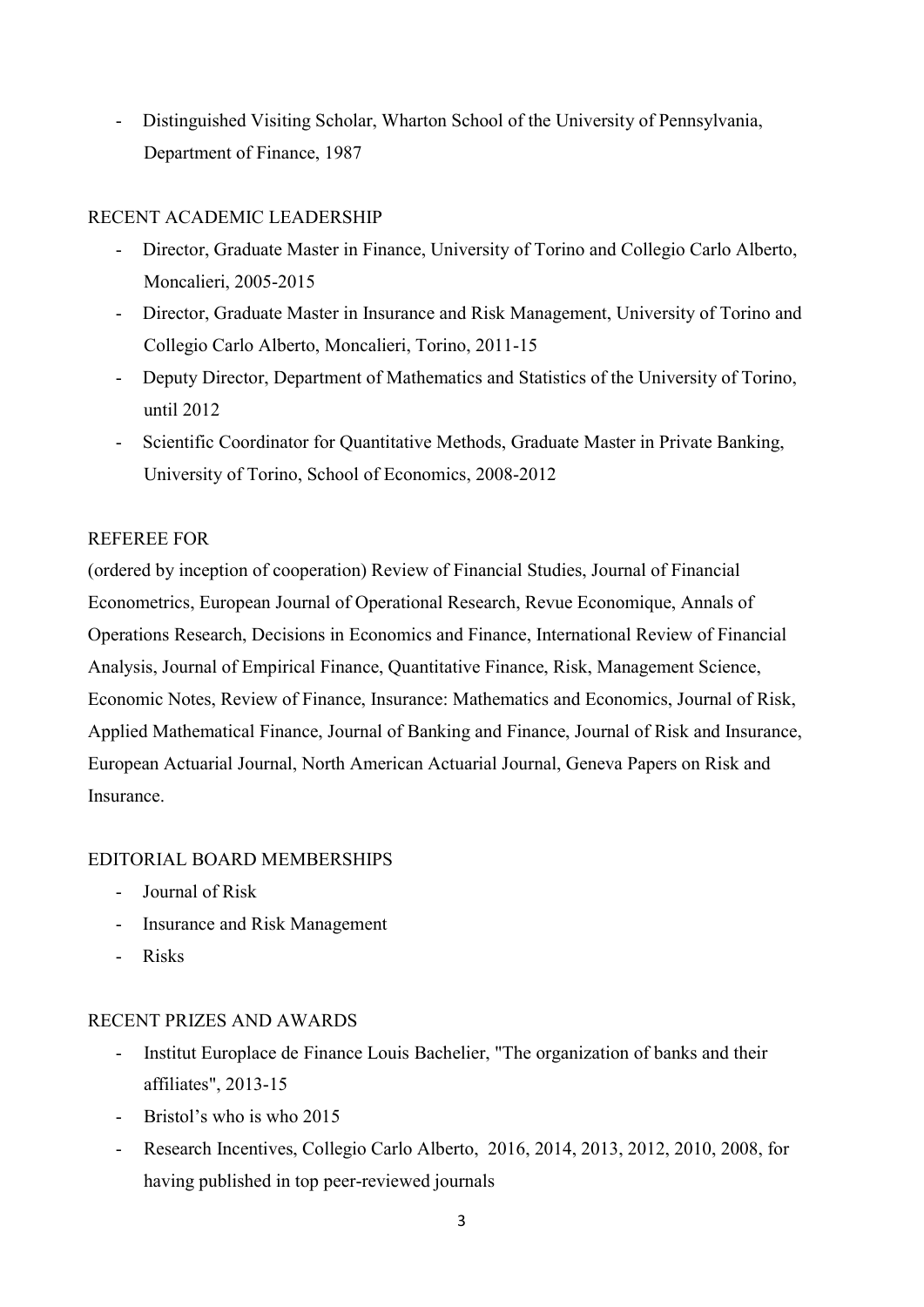- Distinguished Visiting Scholar, Wharton School of the University of Pennsylvania, Department of Finance, 1987

## RECENT ACADEMIC LEADERSHIP

- Director, Graduate Master in Finance, University of Torino and Collegio Carlo Alberto, Moncalieri, 2005-2015
- Director, Graduate Master in Insurance and Risk Management, University of Torino and Collegio Carlo Alberto, Moncalieri, Torino, 2011-15
- Deputy Director, Department of Mathematics and Statistics of the University of Torino, until 2012
- Scientific Coordinator for Quantitative Methods, Graduate Master in Private Banking, University of Torino, School of Economics, 2008-2012

## REFEREE FOR

(ordered by inception of cooperation) Review of Financial Studies, Journal of Financial Econometrics, European Journal of Operational Research, Revue Economique, Annals of Operations Research, Decisions in Economics and Finance, International Review of Financial Analysis, Journal of Empirical Finance, Quantitative Finance, Risk, Management Science, Economic Notes, Review of Finance, Insurance: Mathematics and Economics, Journal of Risk, Applied Mathematical Finance, Journal of Banking and Finance, Journal of Risk and Insurance, European Actuarial Journal, North American Actuarial Journal, Geneva Papers on Risk and Insurance.

## EDITORIAL BOARD MEMBERSHIPS

- Journal of Risk
- Insurance and Risk Management
- Risks

## RECENT PRIZES AND AWARDS

- Institut Europlace de Finance Louis Bachelier, "The organization of banks and their affiliates", 2013-15
- Bristol's who is who 2015
- Research Incentives, Collegio Carlo Alberto, 2016, 2014, 2013, 2012, 2010, 2008, for having published in top peer-reviewed journals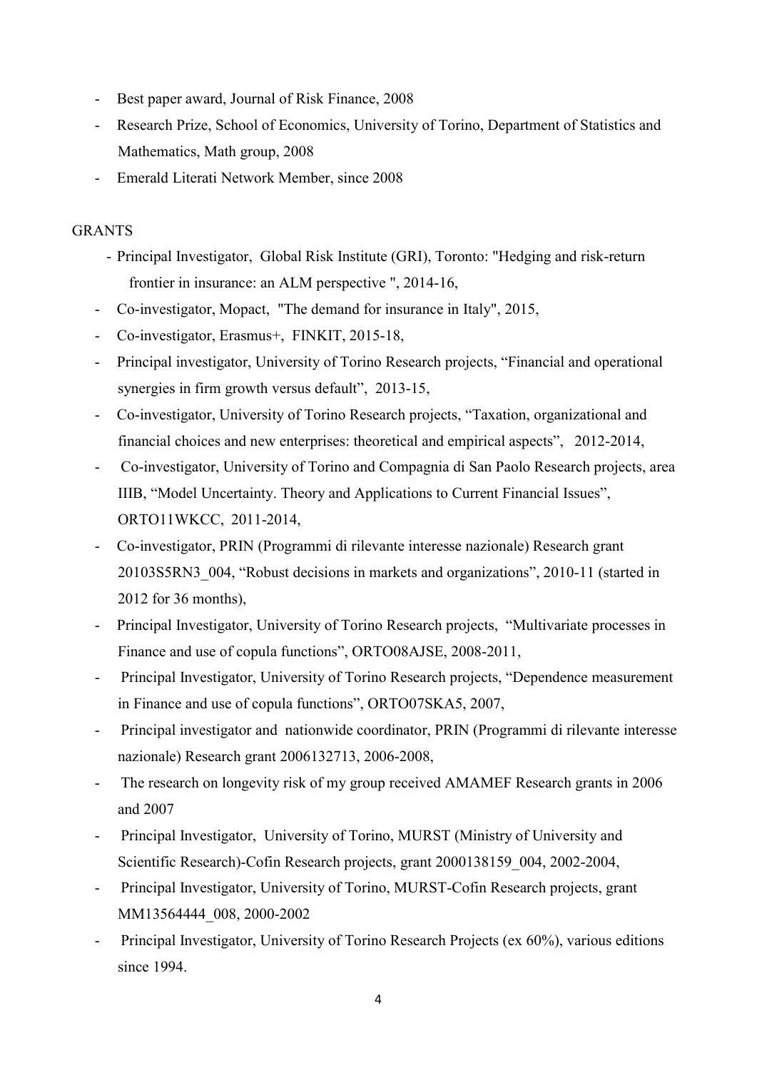- Best paper award, Journal of Risk Finance, 2008
- Research Prize, School of Economics, University of Torino, Department of Statistics and Mathematics, Math group, 2008
- Emerald Literati Network Member, since 2008

GRANTS

- Principal Investigator, Global Risk Institute (GRI), Toronto: "Hedging and risk-return frontier in insurance: an ALM perspective ", 2014-16,
- Co-investigator, Mopact, "The demand for insurance in Italy", 2015,
- Co-investigator, Erasmus+, FINKIT, 2015-18,
- Principal investigator, University of Torino Research projects, "Financial and operational synergies in firm growth versus default", 2013-15,
- Co-investigator, University of Torino Research projects, "Taxation, organizational and financial choices and new enterprises: theoretical and empirical aspects", 2012-2014,
- Co-investigator, University of Torino and Compagnia di San Paolo Research projects, area IIIB, "Model Uncertainty. Theory and Applications to Current Financial Issues", ORTO11WKCC, 2011-2014,
- Co-investigator, PRIN (Programmi di rilevante interesse nazionale) Research grant 20103S5RN3_004, "Robust decisions in markets and organizations", 2010-11 (started in 2012 for 36 months),
- Principal Investigator, University of Torino Research projects, "Multivariate processes in Finance and use of copula functions", ORTO08AJSE, 2008-2011,
- Principal Investigator, University of Torino Research projects, "Dependence measurement in Finance and use of copula functions", ORTO07SKA5, 2007,
- Principal investigator and nationwide coordinator, PRIN (Programmi di rilevante interesse nazionale) Research grant 2006132713, 2006-2008,
- The research on longevity risk of my group received AMAMEF Research grants in 2006 and 2007
- Principal Investigator, University of Torino, MURST (Ministry of University and Scientific Research)-Cofin Research projects, grant 2000138159_004, 2002-2004,
- Principal Investigator, University of Torino, MURST-Cofin Research projects, grant MM13564444_008, 2000-2002
- Principal Investigator, University of Torino Research Projects (ex 60%), various editions since 1994.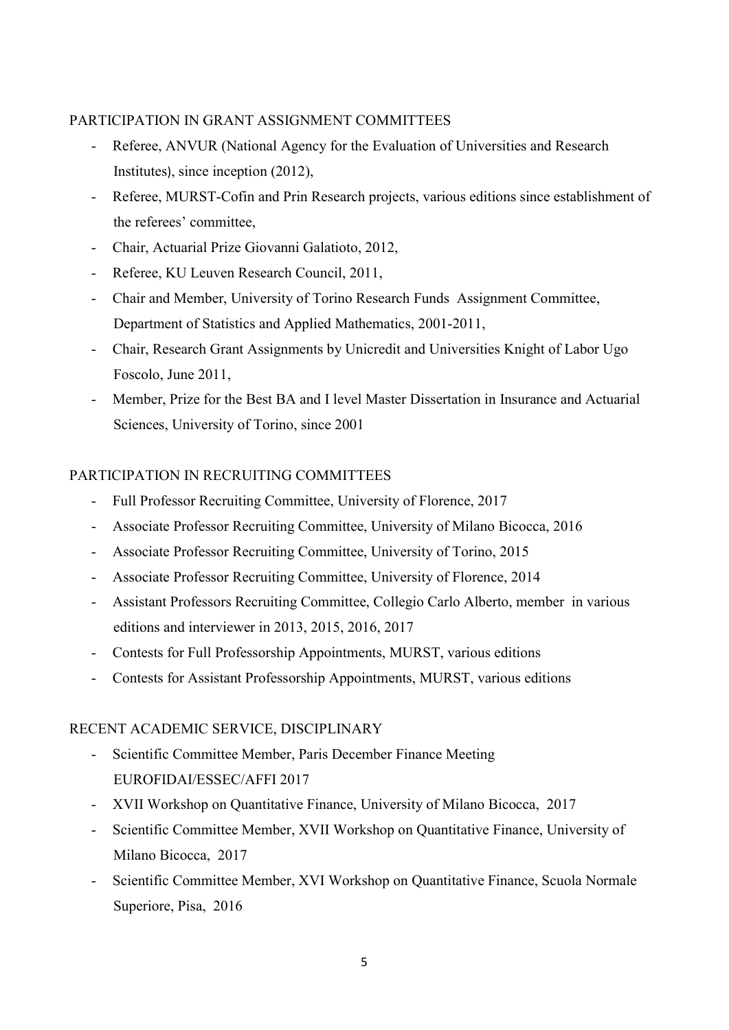PARTICIPATION IN GRANT ASSIGNMENT COMMITTEES

- Referee, ANVUR (National Agency for the Evaluation of Universities and Research Institutes), since inception (2012),
- Referee, MURST-Cofin and Prin Research projects, various editions since establishment of the referees' committee,
- Chair, Actuarial Prize Giovanni Galatioto, 2012,
- Referee, KU Leuven Research Council, 2011,
- Chair and Member, University of Torino Research Funds Assignment Committee, Department of Statistics and Applied Mathematics, 2001-2011,
- Chair, Research Grant Assignments by Unicredit and Universities Knight of Labor Ugo Foscolo, June 2011,
- Member, Prize for the Best BA and I level Master Dissertation in Insurance and Actuarial Sciences, University of Torino, since 2001

PARTICIPATION IN RECRUITING COMMITTEES

- Full Professor Recruiting Committee, University of Florence, 2017
- Associate Professor Recruiting Committee, University of Milano Bicocca, 2016
- Associate Professor Recruiting Committee, University of Torino, 2015
- Associate Professor Recruiting Committee, University of Florence, 2014
- Assistant Professors Recruiting Committee, Collegio Carlo Alberto, member in various editions and interviewer in 2013, 2015, 2016, 2017
- Contests for Full Professorship Appointments, MURST, various editions
- Contests for Assistant Professorship Appointments, MURST, various editions

RECENT ACADEMIC SERVICE, DISCIPLINARY

- Scientific Committee Member, Paris December Finance Meeting EUROFIDAI/ESSEC/AFFI 2017
- XVII Workshop on Quantitative Finance, University of Milano Bicocca, 2017
- Scientific Committee Member, XVII Workshop on Quantitative Finance, University of Milano Bicocca, 2017
- Scientific Committee Member, XVI Workshop on Quantitative Finance, Scuola Normale Superiore, Pisa, 2016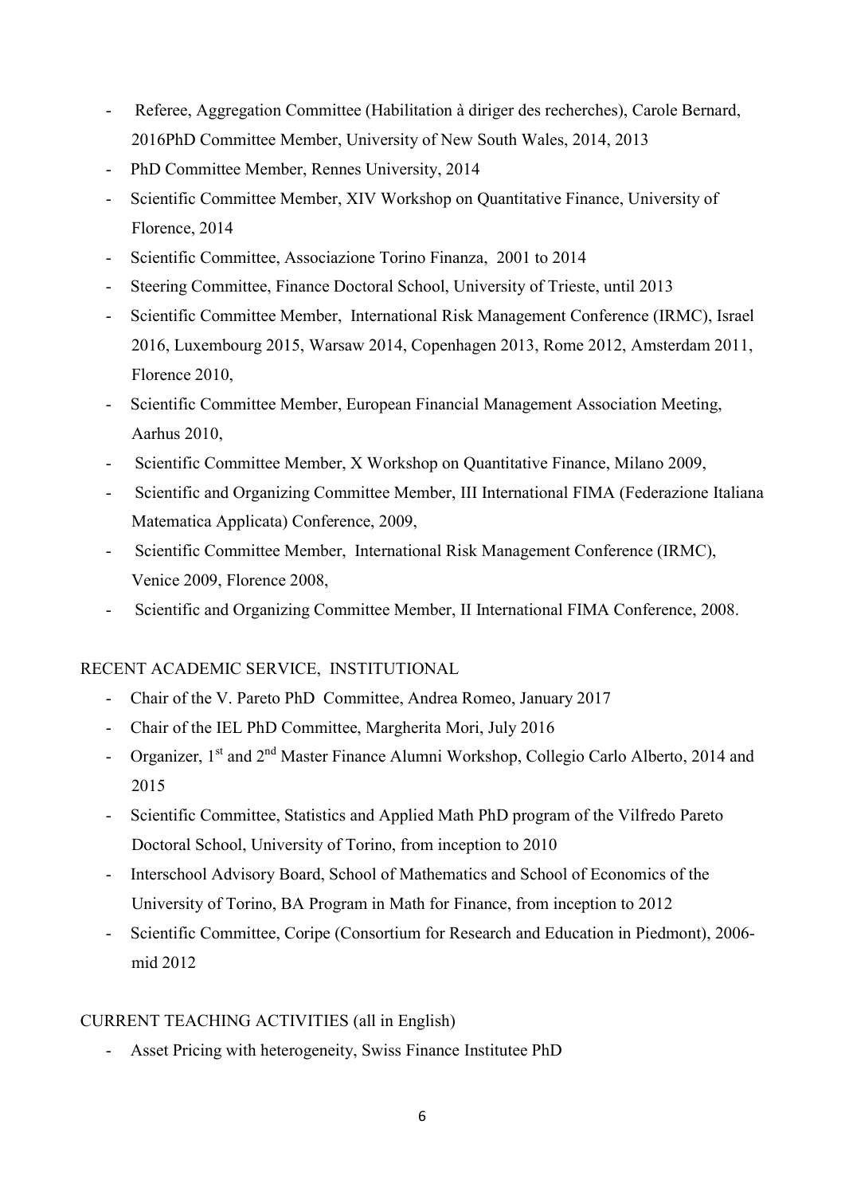- Referee, Aggregation Committee (Habilitation à diriger des recherches), Carole Bernard, 2016PhD Committee Member, University of New South Wales, 2014, 2013
- PhD Committee Member, Rennes University, 2014
- Scientific Committee Member, XIV Workshop on Quantitative Finance, University of Florence, 2014
- Scientific Committee, Associazione Torino Finanza, 2001 to 2014
- Steering Committee, Finance Doctoral School, University of Trieste, until 2013
- Scientific Committee Member, International Risk Management Conference (IRMC), Israel 2016, Luxembourg 2015, Warsaw 2014, Copenhagen 2013, Rome 2012, Amsterdam 2011, Florence 2010,
- Scientific Committee Member, European Financial Management Association Meeting, Aarhus 2010,
- Scientific Committee Member, X Workshop on Quantitative Finance, Milano 2009,
- Scientific and Organizing Committee Member, III International FIMA (Federazione Italiana Matematica Applicata) Conference, 2009,
- Scientific Committee Member, International Risk Management Conference (IRMC), Venice 2009, Florence 2008,
- Scientific and Organizing Committee Member, II International FIMA Conference, 2008.

RECENT ACADEMIC SERVICE, INSTITUTIONAL

- Chair of the V. Pareto PhD Committee, Andrea Romeo, January 2017
- Chair of the IEL PhD Committee, Margherita Mori, July 2016
- Organizer, 1st and 2nd Master Finance Alumni Workshop, Collegio Carlo Alberto, 2014 and 2015
- Scientific Committee, Statistics and Applied Math PhD program of the Vilfredo Pareto Doctoral School, University of Torino, from inception to 2010
- Interschool Advisory Board, School of Mathematics and School of Economics of the University of Torino, BA Program in Math for Finance, from inception to 2012
- Scientific Committee, Coripe (Consortium for Research and Education in Piedmont), 2006-mid 2012

CURRENT TEACHING ACTIVITIES (all in English)

- Asset Pricing with heterogeneity, Swiss Finance Institutee PhD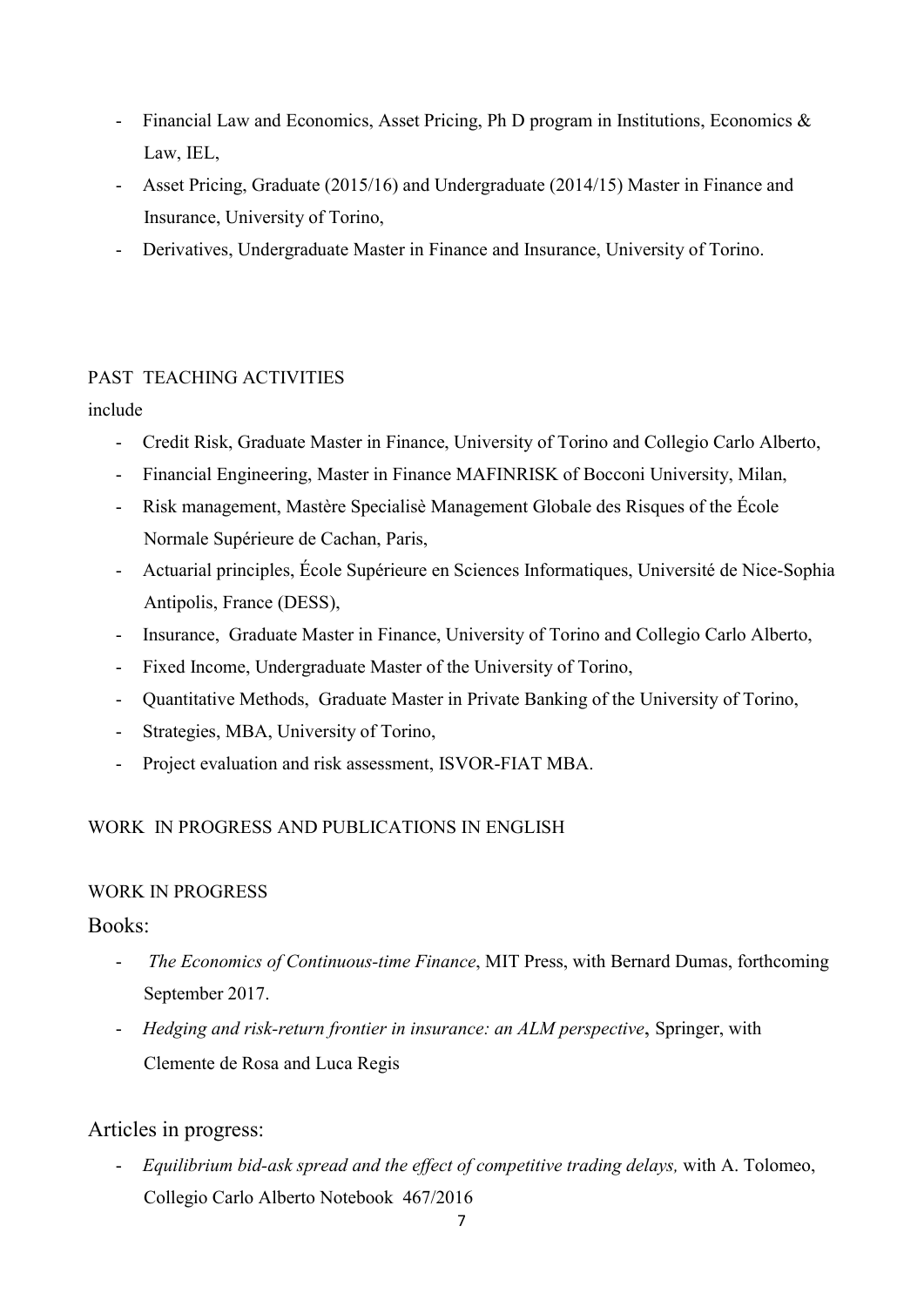- Financial Law and Economics, Asset Pricing, Ph D program in Institutions, Economics & Law, IEL,
- Asset Pricing, Graduate (2015/16) and Undergraduate (2014/15) Master in Finance and Insurance, University of Torino,
- Derivatives, Undergraduate Master in Finance and Insurance, University of Torino.

## PAST TEACHING ACTIVITIES

include

- Credit Risk, Graduate Master in Finance, University of Torino and Collegio Carlo Alberto,
- Financial Engineering, Master in Finance MAFINRISK of Bocconi University, Milan,
- Risk management, Mastère Specialisè Management Globale des Risques of the École Normale Supérieure de Cachan, Paris,
- Actuarial principles, École Supérieure en Sciences Informatiques, Université de Nice-Sophia Antipolis, France (DESS),
- Insurance, Graduate Master in Finance, University of Torino and Collegio Carlo Alberto,
- Fixed Income, Undergraduate Master of the University of Torino,
- Quantitative Methods, Graduate Master in Private Banking of the University of Torino,
- Strategies, MBA, University of Torino,
- Project evaluation and risk assessment, ISVOR-FIAT MBA.

## WORK IN PROGRESS AND PUBLICATIONS IN ENGLISH

### WORK IN PROGRESS

#### Books:

- *The Economics of Continuous-time Finance*, MIT Press, with Bernard Dumas, forthcoming September 2017.
- *Hedging and risk-return frontier in insurance: an ALM perspective*, Springer, with Clemente de Rosa and Luca Regis

#### Articles in progress:

- *Equilibrium bid-ask spread and the effect of competitive trading delays,* with A. Tolomeo, Collegio Carlo Alberto Notebook 467/2016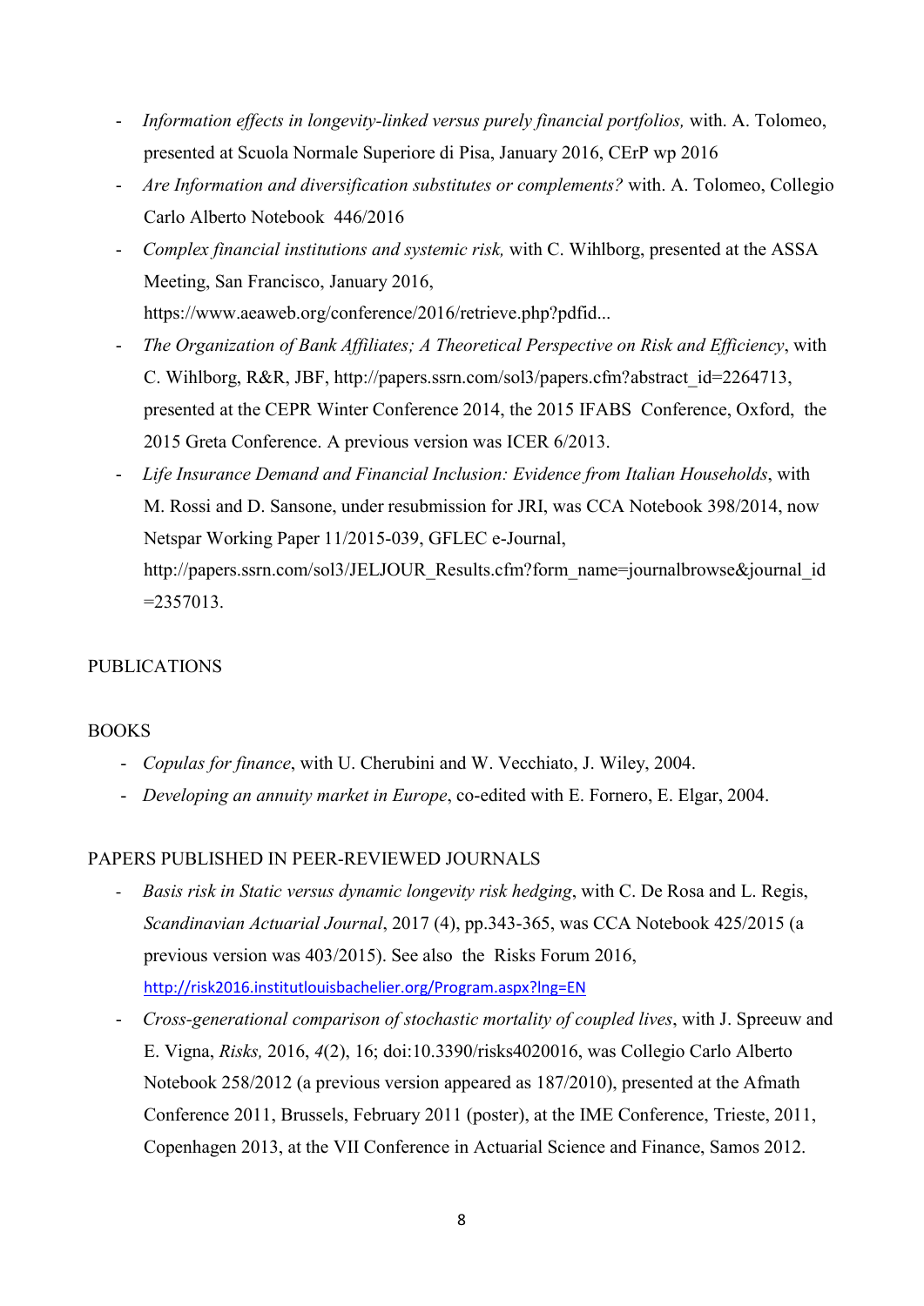- *Information effects in longevity-linked versus purely financial portfolios,* with. A. Tolomeo, presented at Scuola Normale Superiore di Pisa, January 2016, CErP wp 2016
- *Are Information and diversification substitutes or complements?* with. A. Tolomeo, Collegio Carlo Alberto Notebook 446/2016
- *Complex financial institutions and systemic risk,* with C. Wihlborg, presented at the ASSA Meeting, San Francisco, January 2016, https://www.aeaweb.org/conference/2016/retrieve.php?pdfid...
- *The Organization of Bank Affiliates; A Theoretical Perspective on Risk and Efficiency*, with C. Wihlborg, R&R, JBF, http://papers.ssrn.com/sol3/papers.cfm?abstract_id=2264713, presented at the CEPR Winter Conference 2014, the 2015 IFABS Conference, Oxford, the 2015 Greta Conference. A previous version was ICER 6/2013.
- *Life Insurance Demand and Financial Inclusion: Evidence from Italian Households*, with M. Rossi and D. Sansone, under resubmission for JRI, was CCA Notebook 398/2014, now Netspar Working Paper 11/2015-039, GFLEC e-Journal, http://papers.ssrn.com/sol3/JELJOUR_Results.cfm?form_name=journalbrowse&journal_id=2357013.

PUBLICATIONS

BOOKS

- *Copulas for finance*, with U. Cherubini and W. Vecchiato, J. Wiley, 2004.
- *Developing an annuity market in Europe*, co-edited with E. Fornero, E. Elgar, 2004.

PAPERS PUBLISHED IN PEER-REVIEWED JOURNALS

- *Basis risk in Static versus dynamic longevity risk hedging*, with C. De Rosa and L. Regis, *Scandinavian Actuarial Journal*, 2017 (4), pp.343-365, was CCA Notebook 425/2015 (a previous version was 403/2015). See also the Risks Forum 2016, http://risk2016.institutlouisbachelier.org/Program.aspx?lng=EN
- *Cross-generational comparison of stochastic mortality of coupled lives*, with J. Spreeuw and E. Vigna, *Risks,* 2016, *4*(2), 16; doi:10.3390/risks4020016, was Collegio Carlo Alberto Notebook 258/2012 (a previous version appeared as 187/2010), presented at the Afmath Conference 2011, Brussels, February 2011 (poster), at the IME Conference, Trieste, 2011, Copenhagen 2013, at the VII Conference in Actuarial Science and Finance, Samos 2012.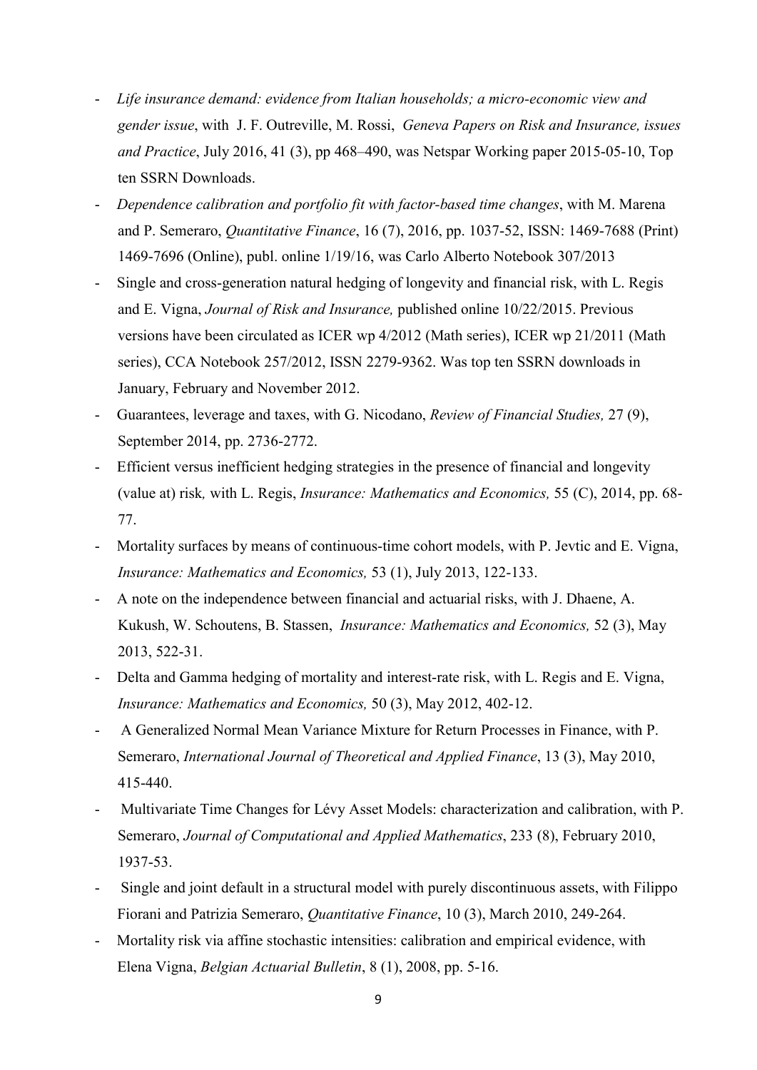- *Life insurance demand: evidence from Italian households; a micro-economic view and gender issue*, with J. F. Outreville, M. Rossi, *Geneva Papers on Risk and Insurance, issues and Practice*, July 2016, 41 (3), pp 468–490, was Netspar Working paper 2015-05-10, Top ten SSRN Downloads.
- *Dependence calibration and portfolio fit with factor-based time changes*, with M. Marena and P. Semeraro, *Quantitative Finance*, 16 (7), 2016, pp. 1037-52, ISSN: 1469-7688 (Print) 1469-7696 (Online), publ. online 1/19/16, was Carlo Alberto Notebook 307/2013
- Single and cross-generation natural hedging of longevity and financial risk, with L. Regis and E. Vigna, *Journal of Risk and Insurance,* published online 10/22/2015. Previous versions have been circulated as ICER wp 4/2012 (Math series), ICER wp 21/2011 (Math series), CCA Notebook 257/2012, ISSN 2279-9362. Was top ten SSRN downloads in January, February and November 2012.
- Guarantees, leverage and taxes, with G. Nicodano, *Review of Financial Studies,* 27 (9), September 2014, pp. 2736-2772.
- Efficient versus inefficient hedging strategies in the presence of financial and longevity (value at) risk*,* with L. Regis, *Insurance: Mathematics and Economics,* 55 (C), 2014, pp. 68-77.
- Mortality surfaces by means of continuous-time cohort models, with P. Jevtic and E. Vigna, *Insurance: Mathematics and Economics,* 53 (1), July 2013, 122-133.
- A note on the independence between financial and actuarial risks, with J. Dhaene, A. Kukush, W. Schoutens, B. Stassen, *Insurance: Mathematics and Economics,* 52 (3), May 2013, 522-31.
- Delta and Gamma hedging of mortality and interest-rate risk, with L. Regis and E. Vigna, *Insurance: Mathematics and Economics,* 50 (3), May 2012, 402-12.
- A Generalized Normal Mean Variance Mixture for Return Processes in Finance, with P. Semeraro, *International Journal of Theoretical and Applied Finance*, 13 (3), May 2010, 415-440.
- Multivariate Time Changes for Lévy Asset Models: characterization and calibration, with P. Semeraro, *Journal of Computational and Applied Mathematics*, 233 (8), February 2010, 1937-53.
- Single and joint default in a structural model with purely discontinuous assets, with Filippo Fiorani and Patrizia Semeraro, *Quantitative Finance*, 10 (3), March 2010, 249-264.
- Mortality risk via affine stochastic intensities: calibration and empirical evidence, with Elena Vigna, *Belgian Actuarial Bulletin*, 8 (1), 2008, pp. 5-16.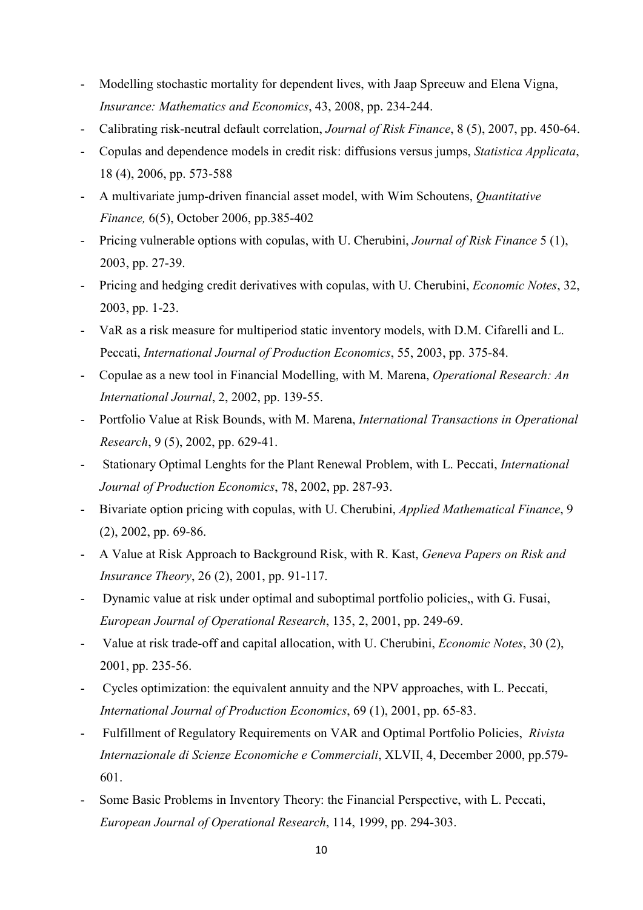- Modelling stochastic mortality for dependent lives, with Jaap Spreeuw and Elena Vigna, *Insurance: Mathematics and Economics*, 43, 2008, pp. 234-244.
- Calibrating risk-neutral default correlation, *Journal of Risk Finance*, 8 (5), 2007, pp. 450-64.
- Copulas and dependence models in credit risk: diffusions versus jumps, *Statistica Applicata*, 18 (4), 2006, pp. 573-588
- A multivariate jump-driven financial asset model, with Wim Schoutens, *Quantitative Finance,* 6(5), October 2006, pp.385-402
- Pricing vulnerable options with copulas, with U. Cherubini, *Journal of Risk Finance* 5 (1), 2003, pp. 27-39.
- Pricing and hedging credit derivatives with copulas, with U. Cherubini, *Economic Notes*, 32, 2003, pp. 1-23.
- VaR as a risk measure for multiperiod static inventory models, with D.M. Cifarelli and L. Peccati, *International Journal of Production Economics*, 55, 2003, pp. 375-84.
- Copulae as a new tool in Financial Modelling, with M. Marena, *Operational Research: An International Journal*, 2, 2002, pp. 139-55.
- Portfolio Value at Risk Bounds, with M. Marena, *International Transactions in Operational Research*, 9 (5), 2002, pp. 629-41.
- Stationary Optimal Lenghts for the Plant Renewal Problem, with L. Peccati, *International Journal of Production Economics*, 78, 2002, pp. 287-93.
- Bivariate option pricing with copulas, with U. Cherubini, *Applied Mathematical Finance*, 9 (2), 2002, pp. 69-86.
- A Value at Risk Approach to Background Risk, with R. Kast, *Geneva Papers on Risk and Insurance Theory*, 26 (2), 2001, pp. 91-117.
- Dynamic value at risk under optimal and suboptimal portfolio policies,, with G. Fusai, *European Journal of Operational Research*, 135, 2, 2001, pp. 249-69.
- Value at risk trade-off and capital allocation, with U. Cherubini, *Economic Notes*, 30 (2), 2001, pp. 235-56.
- Cycles optimization: the equivalent annuity and the NPV approaches, with L. Peccati, *International Journal of Production Economics*, 69 (1), 2001, pp. 65-83.
- Fulfillment of Regulatory Requirements on VAR and Optimal Portfolio Policies, *Rivista Internazionale di Scienze Economiche e Commerciali*, XLVII, 4, December 2000, pp.579-601.
- Some Basic Problems in Inventory Theory: the Financial Perspective, with L. Peccati, *European Journal of Operational Research*, 114, 1999, pp. 294-303.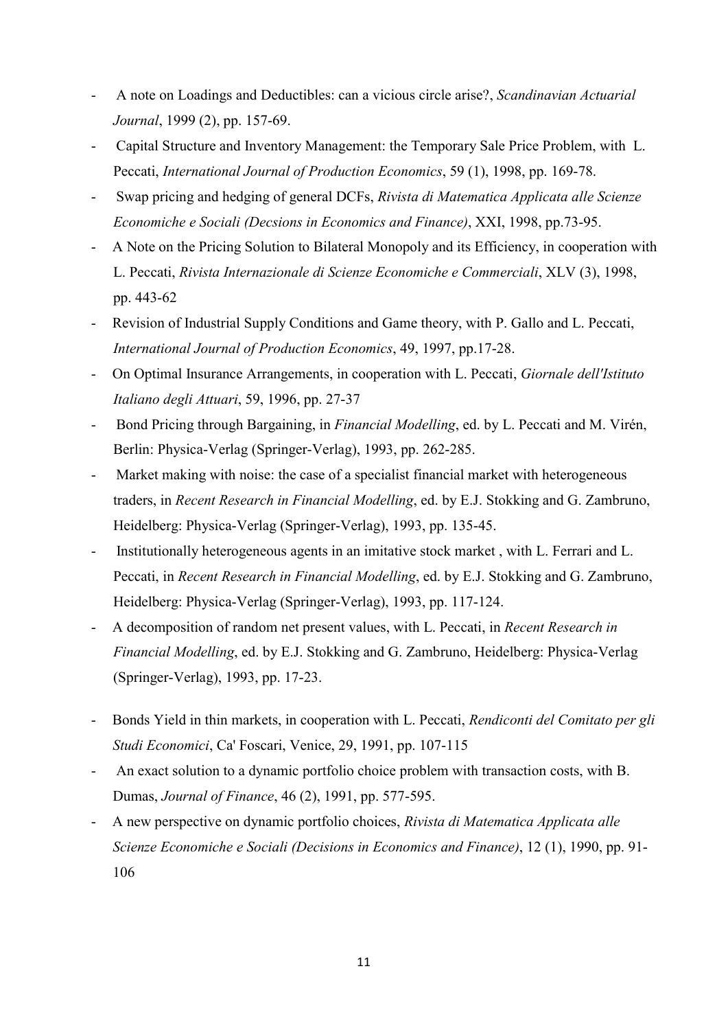- A note on Loadings and Deductibles: can a vicious circle arise?, *Scandinavian Actuarial Journal*, 1999 (2), pp. 157-69.
- Capital Structure and Inventory Management: the Temporary Sale Price Problem, with L. Peccati, *International Journal of Production Economics*, 59 (1), 1998, pp. 169-78.
- Swap pricing and hedging of general DCFs, *Rivista di Matematica Applicata alle Scienze Economiche e Sociali (Decsions in Economics and Finance)*, XXI, 1998, pp.73-95.
- A Note on the Pricing Solution to Bilateral Monopoly and its Efficiency, in cooperation with L. Peccati, *Rivista Internazionale di Scienze Economiche e Commerciali*, XLV (3), 1998, pp. 443-62
- Revision of Industrial Supply Conditions and Game theory, with P. Gallo and L. Peccati, *International Journal of Production Economics*, 49, 1997, pp.17-28.
- On Optimal Insurance Arrangements, in cooperation with L. Peccati, *Giornale dell'Istituto Italiano degli Attuari*, 59, 1996, pp. 27-37
- Bond Pricing through Bargaining, in *Financial Modelling*, ed. by L. Peccati and M. Virén, Berlin: Physica-Verlag (Springer-Verlag), 1993, pp. 262-285.
- Market making with noise: the case of a specialist financial market with heterogeneous traders, in *Recent Research in Financial Modelling*, ed. by E.J. Stokking and G. Zambruno, Heidelberg: Physica-Verlag (Springer-Verlag), 1993, pp. 135-45.
- Institutionally heterogeneous agents in an imitative stock market , with L. Ferrari and L. Peccati, in *Recent Research in Financial Modelling*, ed. by E.J. Stokking and G. Zambruno, Heidelberg: Physica-Verlag (Springer-Verlag), 1993, pp. 117-124.
- A decomposition of random net present values, with L. Peccati, in *Recent Research in Financial Modelling*, ed. by E.J. Stokking and G. Zambruno, Heidelberg: Physica-Verlag (Springer-Verlag), 1993, pp. 17-23.
- Bonds Yield in thin markets, in cooperation with L. Peccati, *Rendiconti del Comitato per gli Studi Economici*, Ca' Foscari, Venice, 29, 1991, pp. 107-115
- An exact solution to a dynamic portfolio choice problem with transaction costs, with B. Dumas, *Journal of Finance*, 46 (2), 1991, pp. 577-595.
- A new perspective on dynamic portfolio choices, *Rivista di Matematica Applicata alle Scienze Economiche e Sociali (Decisions in Economics and Finance)*, 12 (1), 1990, pp. 91-106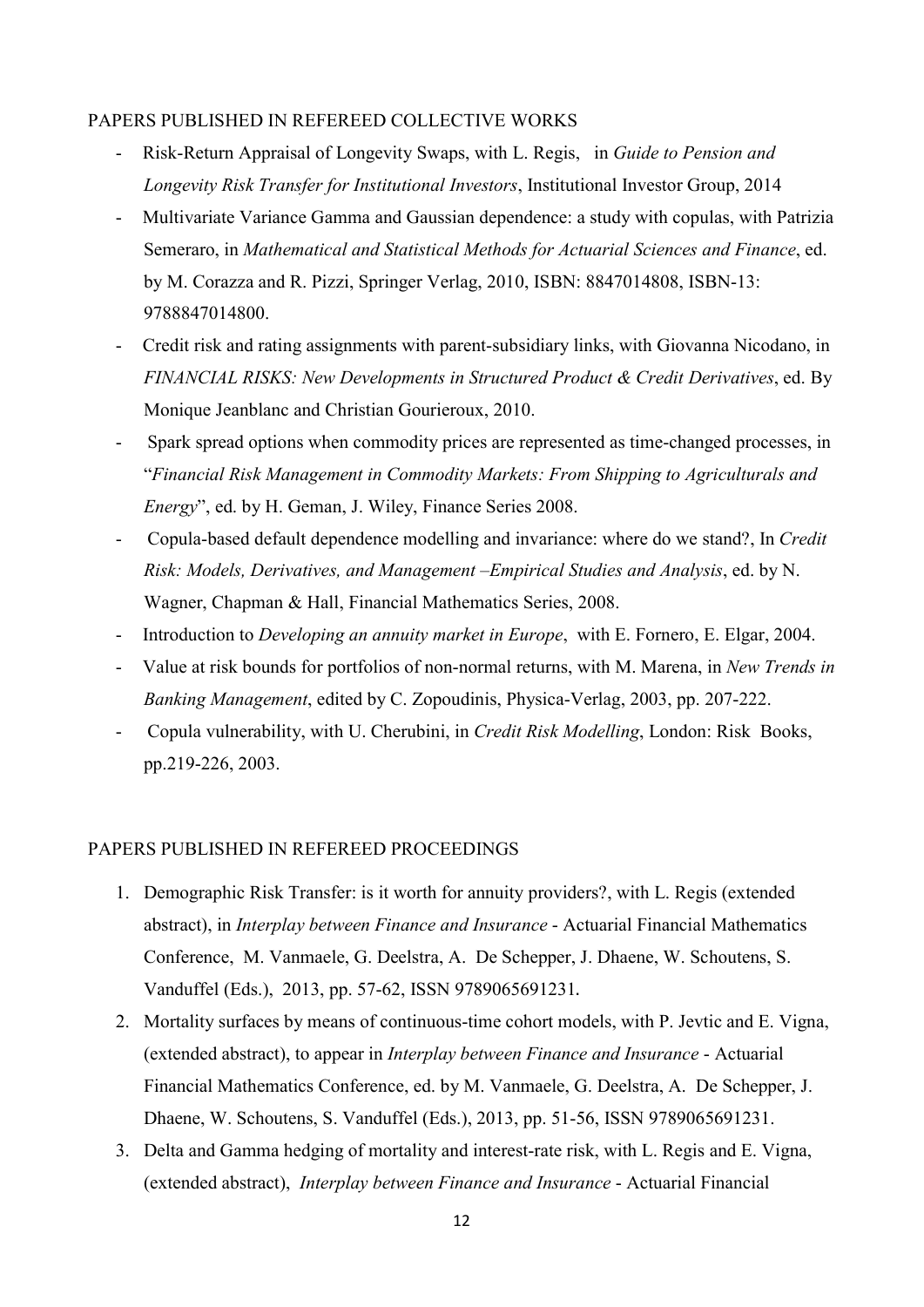PAPERS PUBLISHED IN REFEREED COLLECTIVE WORKS

- Risk-Return Appraisal of Longevity Swaps, with L. Regis, in *Guide to Pension and Longevity Risk Transfer for Institutional Investors*, Institutional Investor Group, 2014
- Multivariate Variance Gamma and Gaussian dependence: a study with copulas, with Patrizia Semeraro, in *Mathematical and Statistical Methods for Actuarial Sciences and Finance*, ed. by M. Corazza and R. Pizzi, Springer Verlag, 2010, ISBN: 8847014808, ISBN-13: 9788847014800.
- Credit risk and rating assignments with parent-subsidiary links, with Giovanna Nicodano, in *FINANCIAL RISKS: New Developments in Structured Product & Credit Derivatives*, ed. By Monique Jeanblanc and Christian Gourieroux, 2010.
- Spark spread options when commodity prices are represented as time-changed processes, in "*Financial Risk Management in Commodity Markets: From Shipping to Agriculturals and Energy*", ed. by H. Geman, J. Wiley, Finance Series 2008.
- Copula-based default dependence modelling and invariance: where do we stand?, In *Credit Risk: Models, Derivatives, and Management –Empirical Studies and Analysis*, ed. by N. Wagner, Chapman & Hall, Financial Mathematics Series, 2008.
- Introduction to *Developing an annuity market in Europe*, with E. Fornero, E. Elgar, 2004.
- Value at risk bounds for portfolios of non-normal returns, with M. Marena, in *New Trends in Banking Management*, edited by C. Zopoudinis, Physica-Verlag, 2003, pp. 207-222.
- Copula vulnerability, with U. Cherubini, in *Credit Risk Modelling*, London: Risk Books, pp.219-226, 2003.

PAPERS PUBLISHED IN REFEREED PROCEEDINGS

1. Demographic Risk Transfer: is it worth for annuity providers?, with L. Regis (extended abstract), in *Interplay between Finance and Insurance* - Actuarial Financial Mathematics Conference, M. Vanmaele, G. Deelstra, A. De Schepper, J. Dhaene, W. Schoutens, S. Vanduffel (Eds.), 2013, pp. 57-62, ISSN 9789065691231.
2. Mortality surfaces by means of continuous-time cohort models, with P. Jevtic and E. Vigna, (extended abstract), to appear in *Interplay between Finance and Insurance* - Actuarial Financial Mathematics Conference, ed. by M. Vanmaele, G. Deelstra, A. De Schepper, J. Dhaene, W. Schoutens, S. Vanduffel (Eds.), 2013, pp. 51-56, ISSN 9789065691231.
3. Delta and Gamma hedging of mortality and interest-rate risk, with L. Regis and E. Vigna, (extended abstract), *Interplay between Finance and Insurance* - Actuarial Financial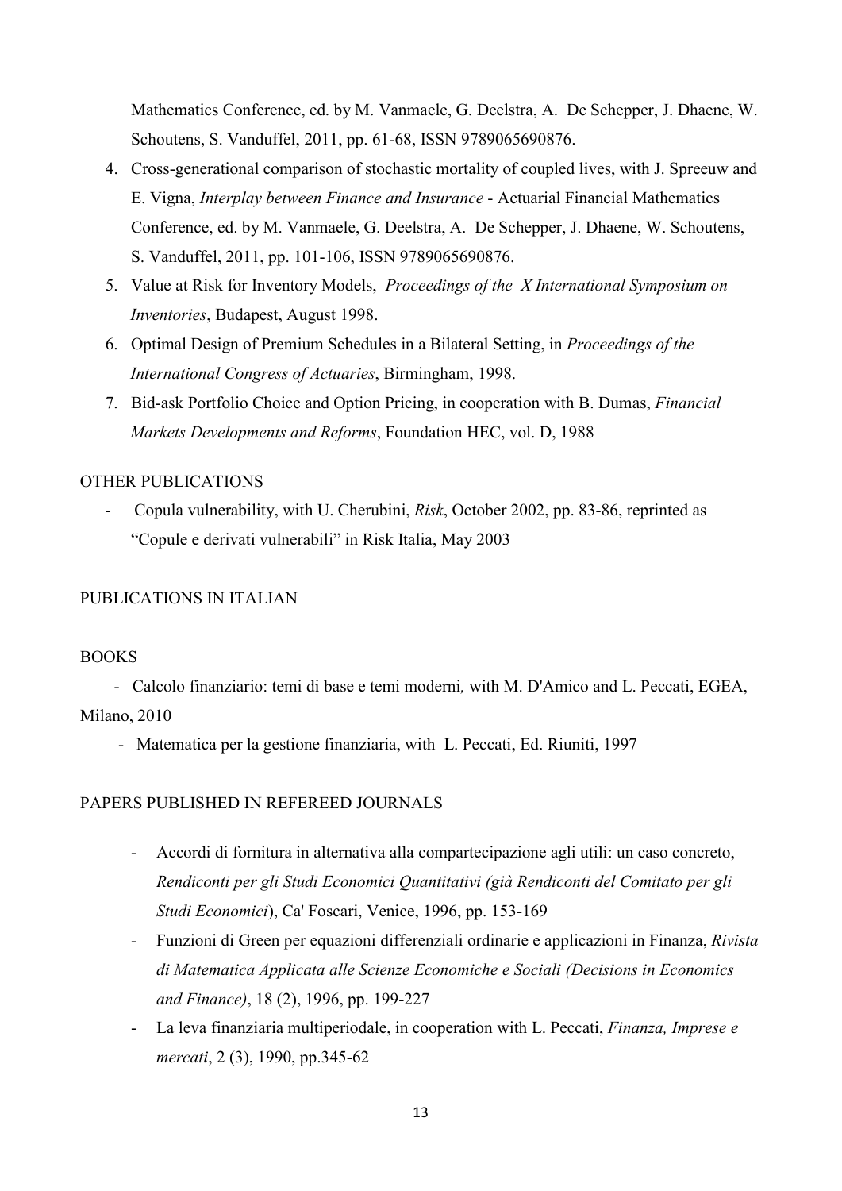Mathematics Conference, ed. by M. Vanmaele, G. Deelstra, A. De Schepper, J. Dhaene, W. Schoutens, S. Vanduffel, 2011, pp. 61-68, ISSN 9789065690876.

4. Cross-generational comparison of stochastic mortality of coupled lives, with J. Spreeuw and E. Vigna, *Interplay between Finance and Insurance* - Actuarial Financial Mathematics Conference, ed. by M. Vanmaele, G. Deelstra, A. De Schepper, J. Dhaene, W. Schoutens, S. Vanduffel, 2011, pp. 101-106, ISSN 9789065690876.
5. Value at Risk for Inventory Models, *Proceedings of the X International Symposium on Inventories*, Budapest, August 1998.
6. Optimal Design of Premium Schedules in a Bilateral Setting, in *Proceedings of the International Congress of Actuaries*, Birmingham, 1998.
7. Bid-ask Portfolio Choice and Option Pricing, in cooperation with B. Dumas, *Financial Markets Developments and Reforms*, Foundation HEC, vol. D, 1988

OTHER PUBLICATIONS

- Copula vulnerability, with U. Cherubini, *Risk*, October 2002, pp. 83-86, reprinted as "Copule e derivati vulnerabili" in Risk Italia, May 2003

PUBLICATIONS IN ITALIAN

BOOKS

- Calcolo finanziario: temi di base e temi moderni*,* with M. D'Amico and L. Peccati, EGEA, Milano, 2010
- Matematica per la gestione finanziaria, with L. Peccati, Ed. Riuniti, 1997

PAPERS PUBLISHED IN REFEREED JOURNALS

- Accordi di fornitura in alternativa alla compartecipazione agli utili: un caso concreto, *Rendiconti per gli Studi Economici Quantitativi (già Rendiconti del Comitato per gli Studi Economici*), Ca' Foscari, Venice, 1996, pp. 153-169
- Funzioni di Green per equazioni differenziali ordinarie e applicazioni in Finanza, *Rivista di Matematica Applicata alle Scienze Economiche e Sociali (Decisions in Economics and Finance)*, 18 (2), 1996, pp. 199-227
- La leva finanziaria multiperiodale, in cooperation with L. Peccati, *Finanza, Imprese e mercati*, 2 (3), 1990, pp.345-62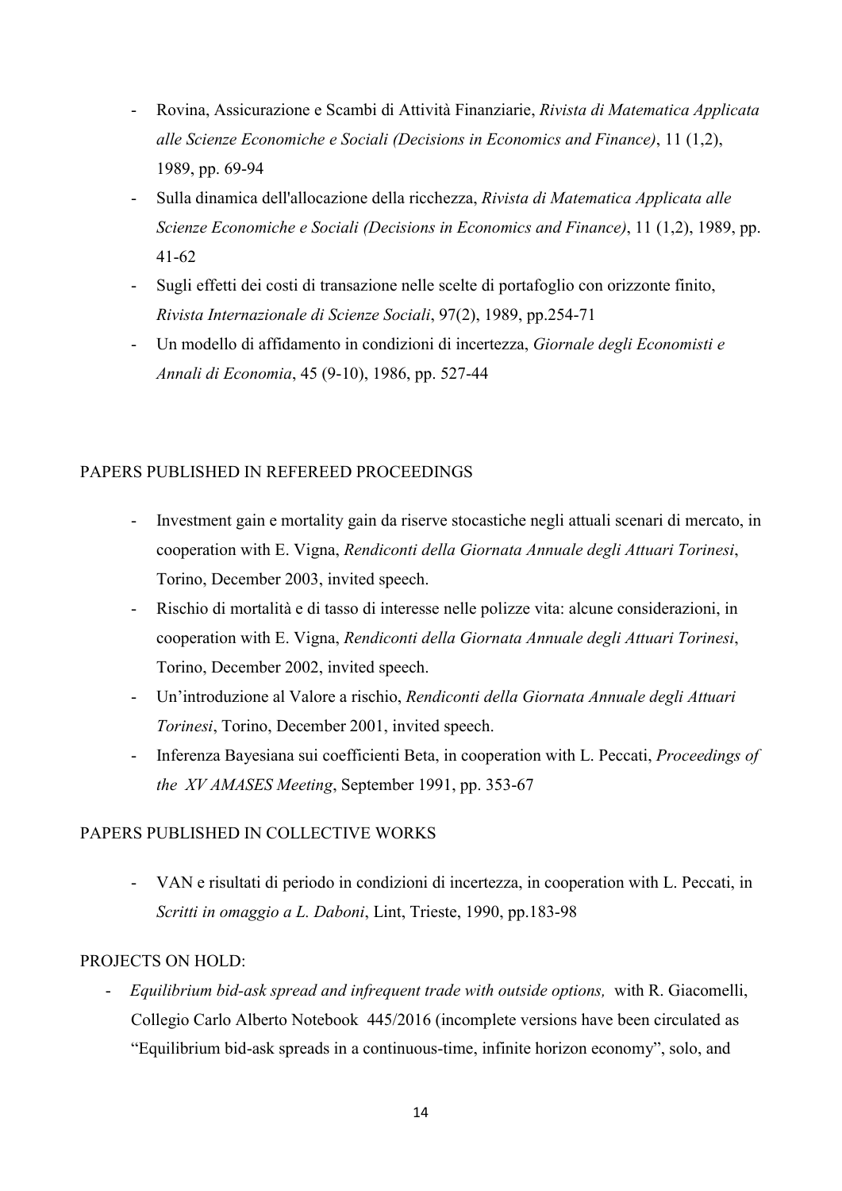- Rovina, Assicurazione e Scambi di Attività Finanziarie, *Rivista di Matematica Applicata alle Scienze Economiche e Sociali (Decisions in Economics and Finance)*, 11 (1,2), 1989, pp. 69-94
- Sulla dinamica dell'allocazione della ricchezza, *Rivista di Matematica Applicata alle Scienze Economiche e Sociali (Decisions in Economics and Finance)*, 11 (1,2), 1989, pp. 41-62
- Sugli effetti dei costi di transazione nelle scelte di portafoglio con orizzonte finito, *Rivista Internazionale di Scienze Sociali*, 97(2), 1989, pp.254-71
- Un modello di affidamento in condizioni di incertezza, *Giornale degli Economisti e Annali di Economia*, 45 (9-10), 1986, pp. 527-44

PAPERS PUBLISHED IN REFEREED PROCEEDINGS

- Investment gain e mortality gain da riserve stocastiche negli attuali scenari di mercato, in cooperation with E. Vigna, *Rendiconti della Giornata Annuale degli Attuari Torinesi*, Torino, December 2003, invited speech.
- Rischio di mortalità e di tasso di interesse nelle polizze vita: alcune considerazioni, in cooperation with E. Vigna, *Rendiconti della Giornata Annuale degli Attuari Torinesi*, Torino, December 2002, invited speech.
- Un'introduzione al Valore a rischio, *Rendiconti della Giornata Annuale degli Attuari Torinesi*, Torino, December 2001, invited speech.
- Inferenza Bayesiana sui coefficienti Beta, in cooperation with L. Peccati, *Proceedings of the XV AMASES Meeting*, September 1991, pp. 353-67

PAPERS PUBLISHED IN COLLECTIVE WORKS

- VAN e risultati di periodo in condizioni di incertezza, in cooperation with L. Peccati, in *Scritti in omaggio a L. Daboni*, Lint, Trieste, 1990, pp.183-98

PROJECTS ON HOLD:

- *Equilibrium bid-ask spread and infrequent trade with outside options,* with R. Giacomelli, Collegio Carlo Alberto Notebook 445/2016 (incomplete versions have been circulated as "Equilibrium bid-ask spreads in a continuous-time, infinite horizon economy", solo, and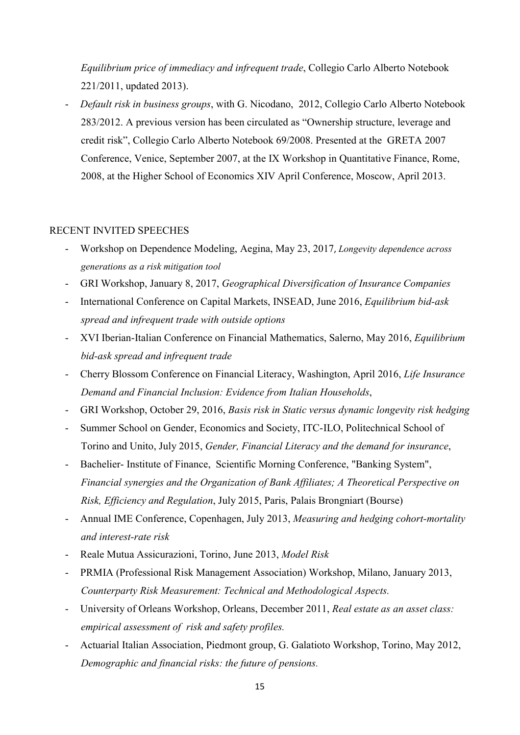*Equilibrium price of immediacy and infrequent trade*, Collegio Carlo Alberto Notebook 221/2011, updated 2013).

- *Default risk in business groups*, with G. Nicodano, 2012, Collegio Carlo Alberto Notebook 283/2012. A previous version has been circulated as "Ownership structure, leverage and credit risk", Collegio Carlo Alberto Notebook 69/2008. Presented at the GRETA 2007 Conference, Venice, September 2007, at the IX Workshop in Quantitative Finance, Rome, 2008, at the Higher School of Economics XIV April Conference, Moscow, April 2013.

RECENT INVITED SPEECHES

- Workshop on Dependence Modeling, Aegina, May 23, 2017, *Longevity dependence across generations as a risk mitigation tool*
- GRI Workshop, January 8, 2017, *Geographical Diversification of Insurance Companies*
- International Conference on Capital Markets, INSEAD, June 2016, *Equilibrium bid-ask spread and infrequent trade with outside options*
- XVI Iberian-Italian Conference on Financial Mathematics, Salerno, May 2016, *Equilibrium bid-ask spread and infrequent trade*
- Cherry Blossom Conference on Financial Literacy, Washington, April 2016, *Life Insurance Demand and Financial Inclusion: Evidence from Italian Households*,
- GRI Workshop, October 29, 2016, *Basis risk in Static versus dynamic longevity risk hedging*
- Summer School on Gender, Economics and Society, ITC-ILO, Politechnical School of Torino and Unito, July 2015, *Gender, Financial Literacy and the demand for insurance*,
- Bachelier- Institute of Finance, Scientific Morning Conference, "Banking System", *Financial synergies and the Organization of Bank Affiliates; A Theoretical Perspective on Risk, Efficiency and Regulation*, July 2015, Paris, Palais Brongniart (Bourse)
- Annual IME Conference, Copenhagen, July 2013, *Measuring and hedging cohort-mortality and interest-rate risk*
- Reale Mutua Assicurazioni, Torino, June 2013, *Model Risk*
- PRMIA (Professional Risk Management Association) Workshop, Milano, January 2013, *Counterparty Risk Measurement: Technical and Methodological Aspects.*
- University of Orleans Workshop, Orleans, December 2011, *Real estate as an asset class: empirical assessment of risk and safety profiles.*
- Actuarial Italian Association, Piedmont group, G. Galatioto Workshop, Torino, May 2012, *Demographic and financial risks: the future of pensions.*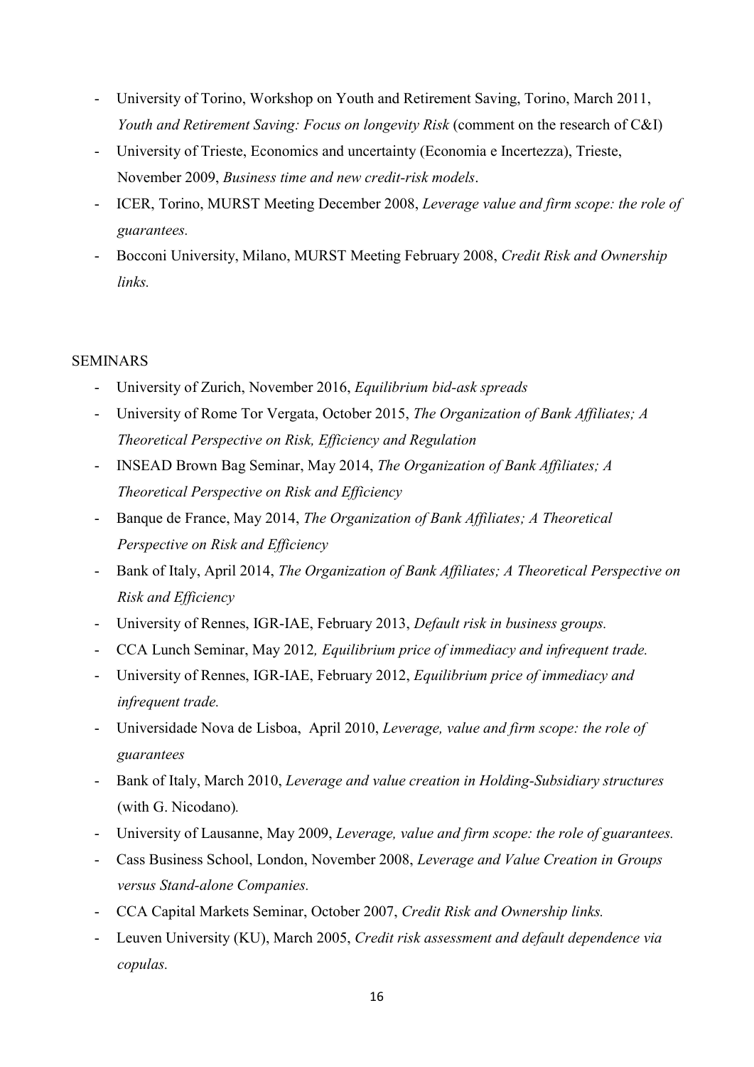- University of Torino, Workshop on Youth and Retirement Saving, Torino, March 2011, *Youth and Retirement Saving: Focus on longevity Risk* (comment on the research of C&I)
- University of Trieste, Economics and uncertainty (Economia e Incertezza), Trieste, November 2009, *Business time and new credit-risk models*.
- ICER, Torino, MURST Meeting December 2008, *Leverage value and firm scope: the role of guarantees.*
- Bocconi University, Milano, MURST Meeting February 2008, *Credit Risk and Ownership links.*

SEMINARS

- University of Zurich, November 2016, *Equilibrium bid-ask spreads*
- University of Rome Tor Vergata, October 2015, *The Organization of Bank Affiliates; A Theoretical Perspective on Risk, Efficiency and Regulation*
- INSEAD Brown Bag Seminar, May 2014, *The Organization of Bank Affiliates; A Theoretical Perspective on Risk and Efficiency*
- Banque de France, May 2014, *The Organization of Bank Affiliates; A Theoretical Perspective on Risk and Efficiency*
- Bank of Italy, April 2014, *The Organization of Bank Affiliates; A Theoretical Perspective on Risk and Efficiency*
- University of Rennes, IGR-IAE, February 2013, *Default risk in business groups.*
- CCA Lunch Seminar, May 2012*, Equilibrium price of immediacy and infrequent trade.*
- University of Rennes, IGR-IAE, February 2012, *Equilibrium price of immediacy and infrequent trade.*
- Universidade Nova de Lisboa, April 2010, *Leverage, value and firm scope: the role of guarantees*
- Bank of Italy, March 2010, *Leverage and value creation in Holding-Subsidiary structures* (with G. Nicodano).
- University of Lausanne, May 2009, *Leverage, value and firm scope: the role of guarantees.*
- Cass Business School, London, November 2008, *Leverage and Value Creation in Groups versus Stand-alone Companies.*
- CCA Capital Markets Seminar, October 2007, *Credit Risk and Ownership links.*
- Leuven University (KU), March 2005, *Credit risk assessment and default dependence via copulas.*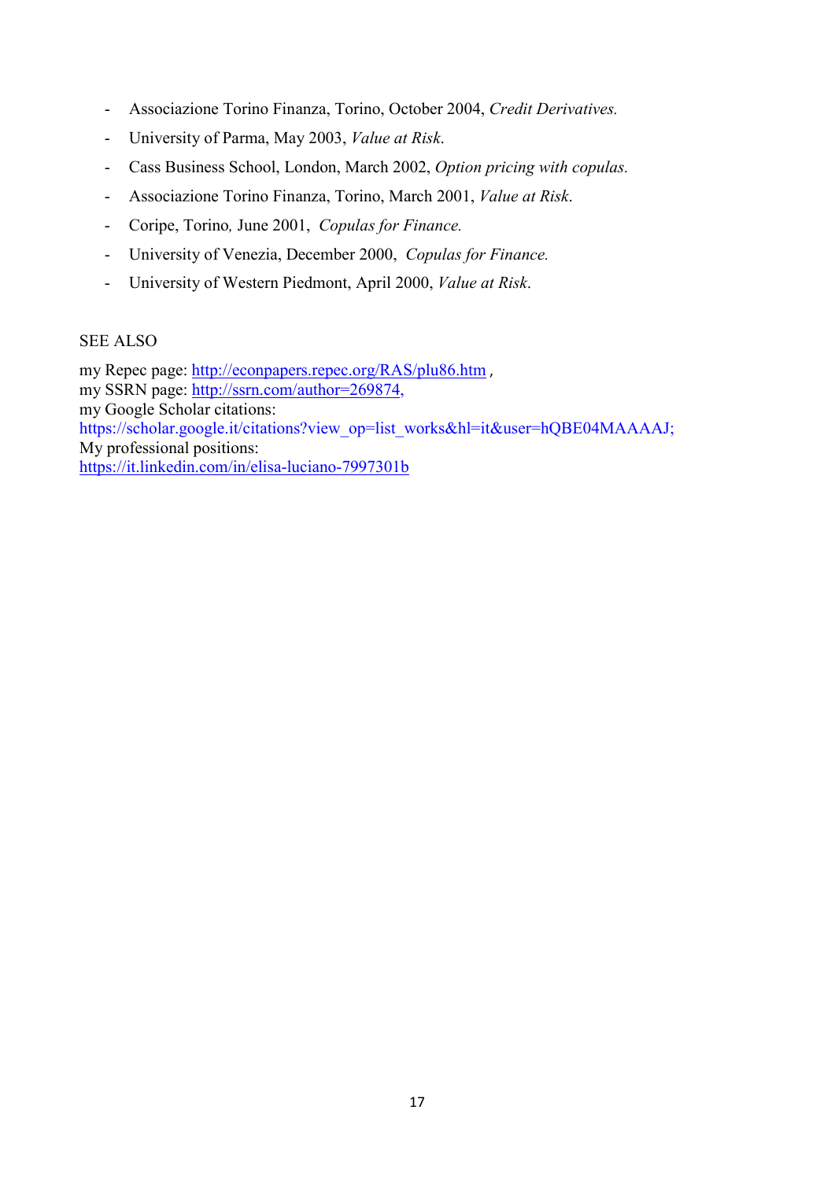- Associazione Torino Finanza, Torino, October 2004, *Credit Derivatives.*
- University of Parma, May 2003, *Value at Risk*.
- Cass Business School, London, March 2002, *Option pricing with copulas.*
- Associazione Torino Finanza, Torino, March 2001, *Value at Risk*.
- Coripe, Torino, June 2001, *Copulas for Finance.*
- University of Venezia, December 2000, *Copulas for Finance.*
- University of Western Piedmont, April 2000, *Value at Risk*.

SEE ALSO

my Repec page: http://econpapers.repec.org/RAS/plu86.htm ,
my SSRN page: http://ssrn.com/author=269874,
my Google Scholar citations:
https://scholar.google.it/citations?view_op=list_works&hl=it&user=hQBE04MAAAAJ;
My professional positions:
https://it.linkedin.com/in/elisa-luciano-7997301b